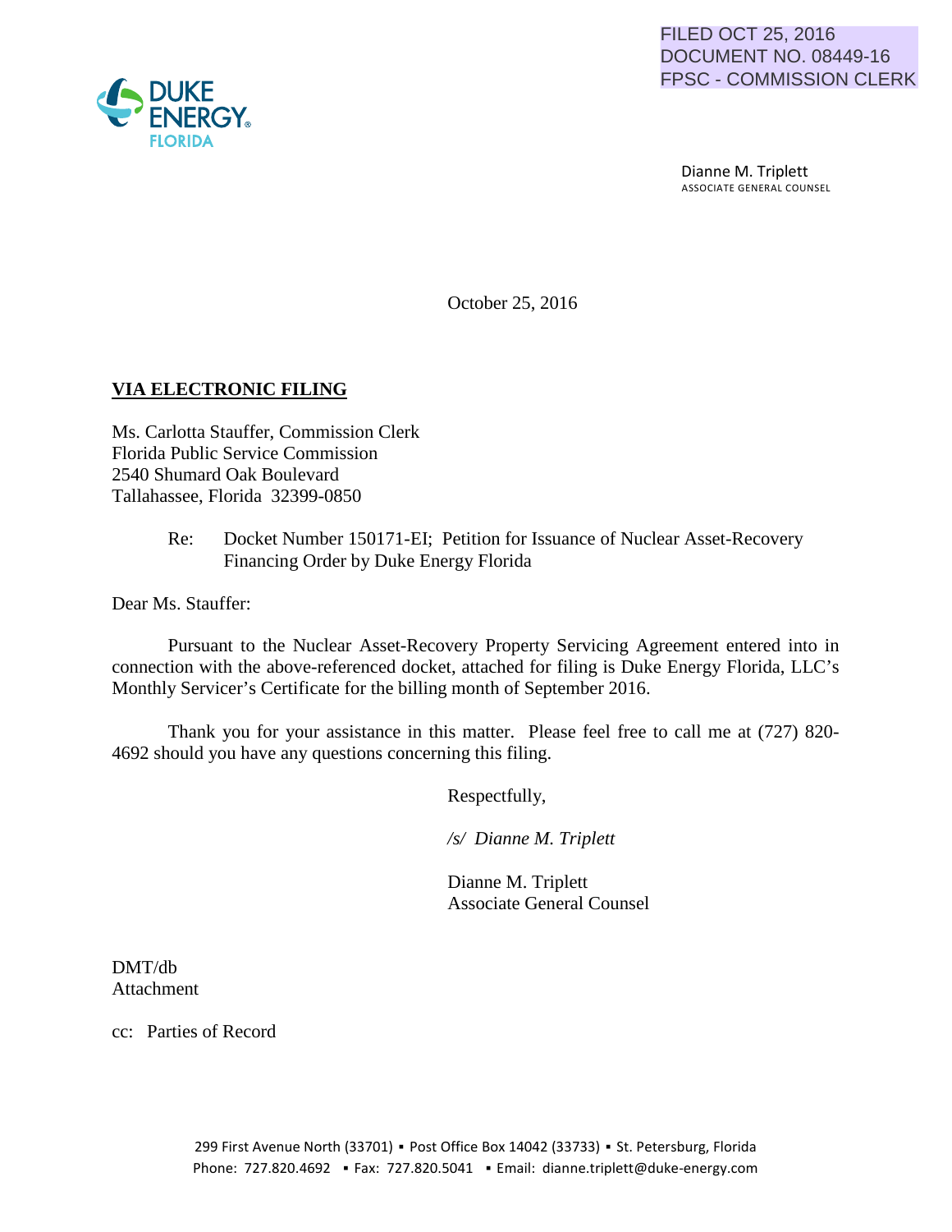FILED OCT 25, 2016
DOCUMENT NO. 08449-16
FPSC - COMMISSION CLERK

DUKE ENERGY FLORIDA

Dianne M. Triplett
ASSOCIATE GENERAL COUNSEL

October 25, 2016

**VIA ELECTRONIC FILING**

Ms. Carlotta Stauffer, Commission Clerk
Florida Public Service Commission
2540 Shumard Oak Boulevard
Tallahassee, Florida 32399-0850

Re: Docket Number 150171-EI; Petition for Issuance of Nuclear Asset-Recovery Financing Order by Duke Energy Florida

Dear Ms. Stauffer:

Pursuant to the Nuclear Asset-Recovery Property Servicing Agreement entered into in connection with the above-referenced docket, attached for filing is Duke Energy Florida, LLC's Monthly Servicer's Certificate for the billing month of September 2016.

Thank you for your assistance in this matter. Please feel free to call me at (727) 820-4692 should you have any questions concerning this filing.

Respectfully,

*/s/ Dianne M. Triplett*

Dianne M. Triplett
Associate General Counsel

DMT/db
Attachment

cc: Parties of Record

299 First Avenue North (33701) ▪ Post Office Box 14042 (33733) ▪ St. Petersburg, Florida
Phone: 727.820.4692 ▪ Fax: 727.820.5041 ▪ Email: dianne.triplett@duke-energy.com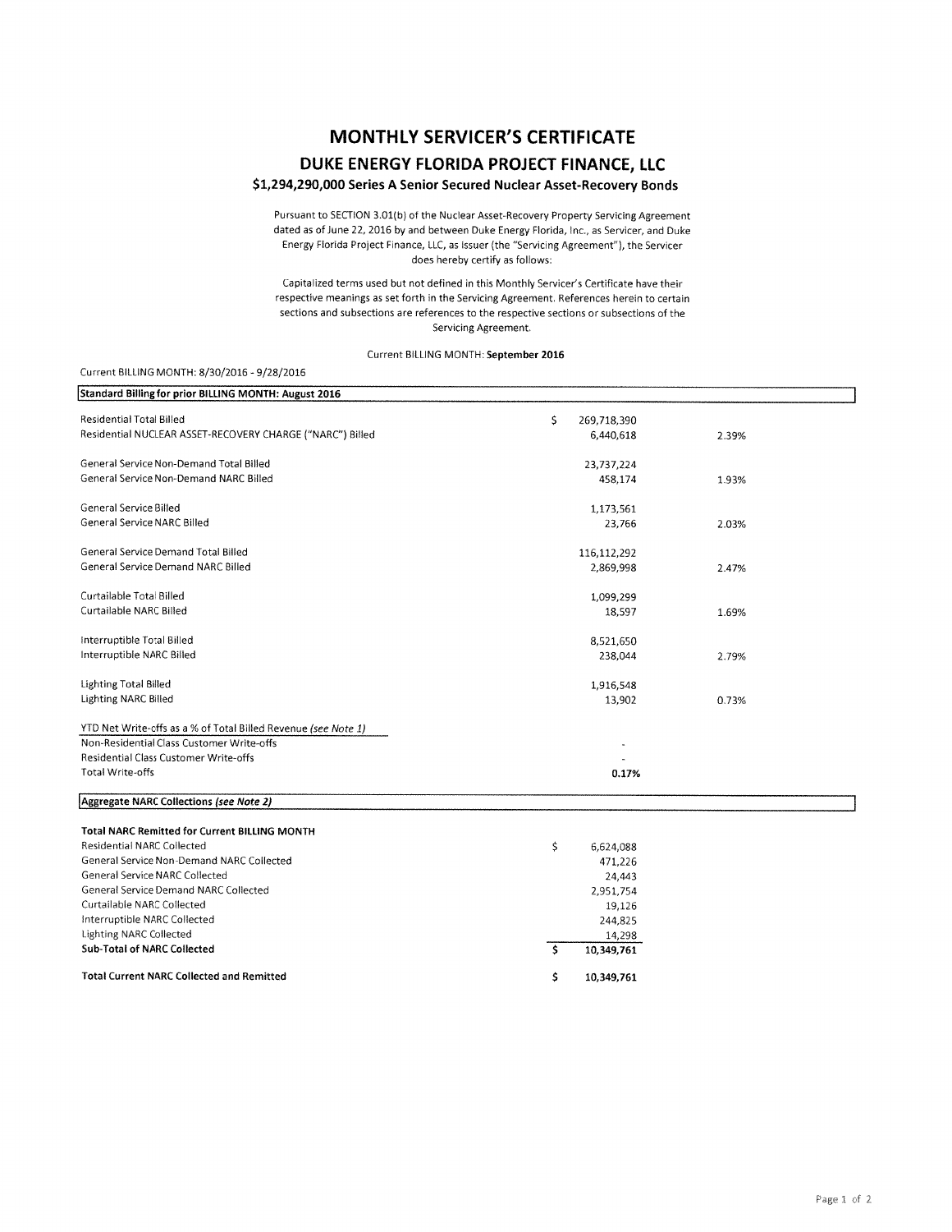# MONTHLY SERVICER'S CERTIFICATE

## DUKE ENERGY FLORIDA PROJECT FINANCE, LLC

### $1,294,290,000 Series A Senior Secured Nuclear Asset-Recovery Bonds

Pursuant to SECTION 3.01(b) of the Nuclear Asset-Recovery Property Servicing Agreement dated as of June 22, 2016 by and between Duke Energy Florida, Inc., as Servicer, and Duke Energy Florida Project Finance, LLC, as Issuer (the "Servicing Agreement"), the Servicer does hereby certify as follows:

Capitalized terms used but not defined in this Monthly Servicer's Certificate have their respective meanings as set forth in the Servicing Agreement. References herein to certain sections and subsections are references to the respective sections or subsections of the Servicing Agreement.

Current BILLING MONTH: **September 2016**

Current BILLING MONTH: 8/30/2016 - 9/28/2016

| Standard Billing for prior BILLING MONTH: August 2016 | | |
|---|---|---|
| Residential Total Billed | $ 269,718,390 | |
| Residential NUCLEAR ASSET-RECOVERY CHARGE ("NARC") Billed | 6,440,618 | 2.39% |
| | | |
| General Service Non-Demand Total Billed | 23,737,224 | |
| General Service Non-Demand NARC Billed | 458,174 | 1.93% |
| | | |
| General Service Billed | 1,173,561 | |
| General Service NARC Billed | 23,766 | 2.03% |
| | | |
| General Service Demand Total Billed | 116,112,292 | |
| General Service Demand NARC Billed | 2,869,998 | 2.47% |
| | | |
| Curtailable Total Billed | 1,099,299 | |
| Curtailable NARC Billed | 18,597 | 1.69% |
| | | |
| Interruptible Total Billed | 8,521,650 | |
| Interruptible NARC Billed | 238,044 | 2.79% |
| | | |
| Lighting Total Billed | 1,916,548 | |
| Lighting NARC Billed | 13,902 | 0.73% |
| | | |
| YTD Net Write-offs as a % of Total Billed Revenue *(see Note 1)* | | |
| Non-Residential Class Customer Write-offs | - | |
| Residential Class Customer Write-offs | - | |
| Total Write-offs | **0.17%** | |

| Aggregate NARC Collections *(see Note 2)* | |
|---|---|
| **Total NARC Remitted for Current BILLING MONTH** | |
| Residential NARC Collected | $ 6,624,088 |
| General Service Non-Demand NARC Collected | 471,226 |
| General Service NARC Collected | 24,443 |
| General Service Demand NARC Collected | 2,951,754 |
| Curtailable NARC Collected | 19,126 |
| Interruptible NARC Collected | 244,825 |
| Lighting NARC Collected | 14,298 |
| **Sub-Total of NARC Collected** | **$ 10,349,761** |
| | |
| **Total Current NARC Collected and Remitted** | **$ 10,349,761** |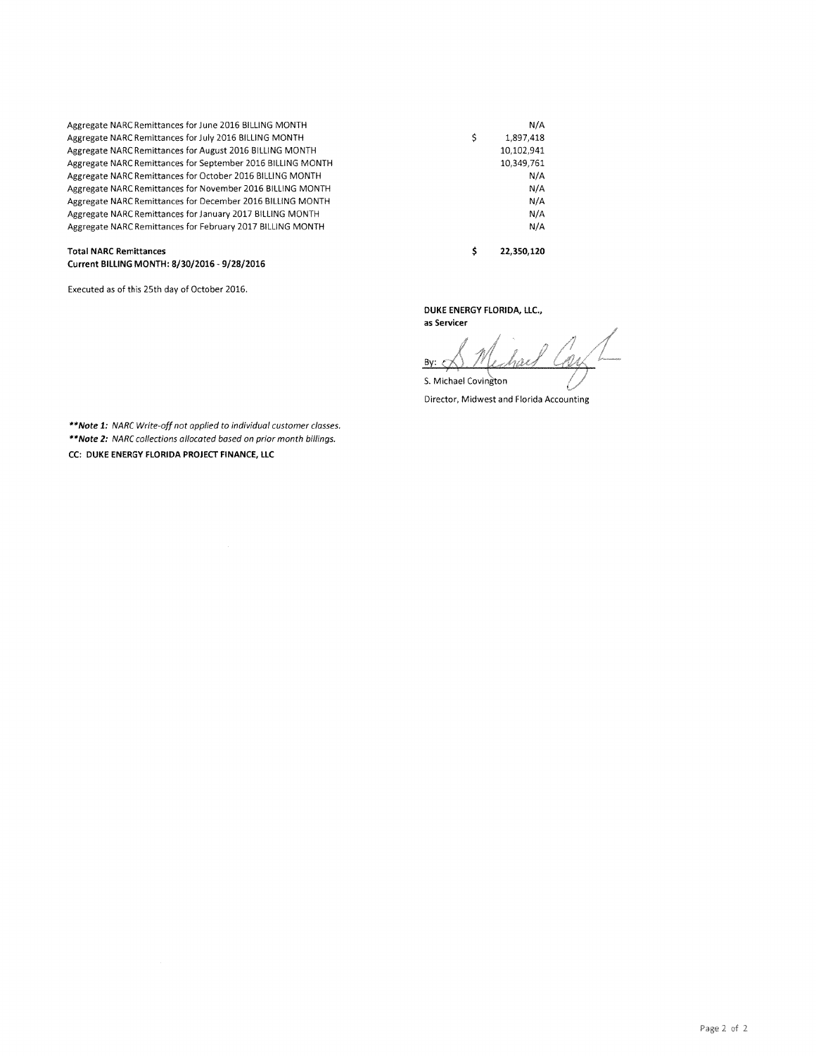| | | |
|---|---|---|
| Aggregate NARC Remittances for June 2016 BILLING MONTH | | N/A |
| Aggregate NARC Remittances for July 2016 BILLING MONTH | $ | 1,897,418 |
| Aggregate NARC Remittances for August 2016 BILLING MONTH | | 10,102,941 |
| Aggregate NARC Remittances for September 2016 BILLING MONTH | | 10,349,761 |
| Aggregate NARC Remittances for October 2016 BILLING MONTH | | N/A |
| Aggregate NARC Remittances for November 2016 BILLING MONTH | | N/A |
| Aggregate NARC Remittances for December 2016 BILLING MONTH | | N/A |
| Aggregate NARC Remittances for January 2017 BILLING MONTH | | N/A |
| Aggregate NARC Remittances for February 2017 BILLING MONTH | | N/A |
| **Total NARC Remittances** | **$** | **22,350,120** |

**Current BILLING MONTH: 8/30/2016 - 9/28/2016**

Executed as of this 25th day of October 2016.

**DUKE ENERGY FLORIDA, LLC.,**
**as Servicer**

By: S. Michael Covington

S. Michael Covington

Director, Midwest and Florida Accounting

***\*\*Note 1:*** *NARC Write-off not applied to individual customer classes.*

***\*\*Note 2:*** *NARC collections allocated based on prior month billings.*

**CC: DUKE ENERGY FLORIDA PROJECT FINANCE, LLC**